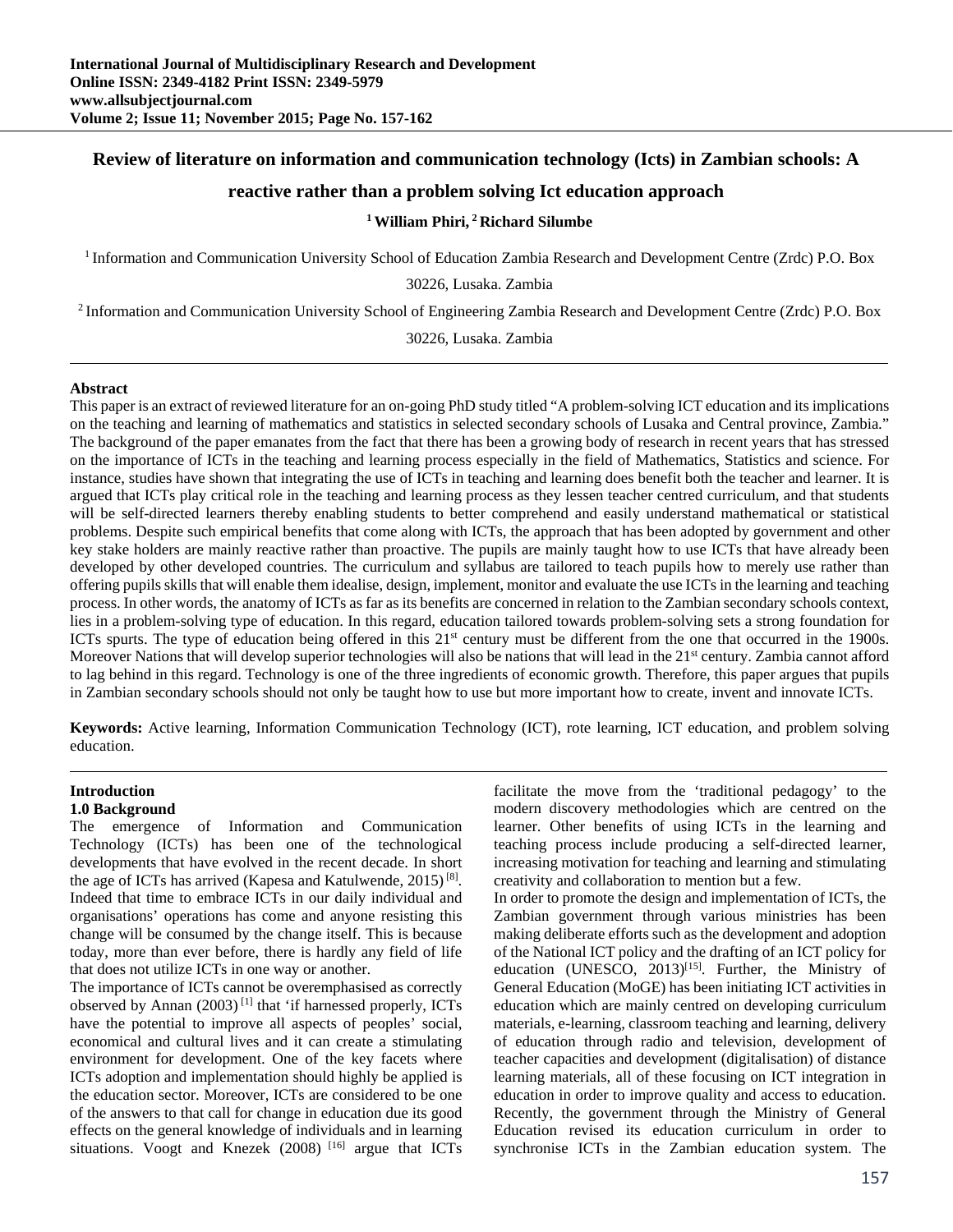# Review of literature on information and communication technology (Icts) in Zambian schools: A reactive rather than a problem solving Ict education approach

**[1] William Phiri, [2] Richard Silumbe**

[1] Information and Communication University School of Education Zambia Research and Development Centre (Zrdc) P.O. Box 30226, Lusaka. Zambia

[2] Information and Communication University School of Engineering Zambia Research and Development Centre (Zrdc) P.O. Box 30226, Lusaka. Zambia

---

**Abstract**

This paper is an extract of reviewed literature for an on-going PhD study titled "A problem-solving ICT education and its implications on the teaching and learning of mathematics and statistics in selected secondary schools of Lusaka and Central province, Zambia." The background of the paper emanates from the fact that there has been a growing body of research in recent years that has stressed on the importance of ICTs in the teaching and learning process especially in the field of Mathematics, Statistics and science. For instance, studies have shown that integrating the use of ICTs in teaching and learning does benefit both the teacher and learner. It is argued that ICTs play critical role in the teaching and learning process as they lessen teacher centred curriculum, and that students will be self-directed learners thereby enabling students to better comprehend and easily understand mathematical or statistical problems. Despite such empirical benefits that come along with ICTs, the approach that has been adopted by government and other key stake holders are mainly reactive rather than proactive. The pupils are mainly taught how to use ICTs that have already been developed by other developed countries. The curriculum and syllabus are tailored to teach pupils how to merely use rather than offering pupils skills that will enable them idealise, design, implement, monitor and evaluate the use ICTs in the learning and teaching process. In other words, the anatomy of ICTs as far as its benefits are concerned in relation to the Zambian secondary schools context, lies in a problem-solving type of education. In this regard, education tailored towards problem-solving sets a strong foundation for ICTs spurts. The type of education being offered in this 21st century must be different from the one that occurred in the 1900s. Moreover Nations that will develop superior technologies will also be nations that will lead in the 21st century. Zambia cannot afford to lag behind in this regard. Technology is one of the three ingredients of economic growth. Therefore, this paper argues that pupils in Zambian secondary schools should not only be taught how to use but more important how to create, invent and innovate ICTs.

**Keywords:** Active learning, Information Communication Technology (ICT), rote learning, ICT education, and problem solving education.

---

## Introduction

### 1.0 Background

The emergence of Information and Communication Technology (ICTs) has been one of the technological developments that have evolved in the recent decade. In short the age of ICTs has arrived (Kapesa and Katulwende, 2015) [8]. Indeed that time to embrace ICTs in our daily individual and organisations' operations has come and anyone resisting this change will be consumed by the change itself. This is because today, more than ever before, there is hardly any field of life that does not utilize ICTs in one way or another.

The importance of ICTs cannot be overemphasised as correctly observed by Annan (2003) [1] that 'if harnessed properly, ICTs have the potential to improve all aspects of peoples' social, economical and cultural lives and it can create a stimulating environment for development. One of the key facets where ICTs adoption and implementation should highly be applied is the education sector. Moreover, ICTs are considered to be one of the answers to that call for change in education due its good effects on the general knowledge of individuals and in learning situations. Voogt and Knezek (2008) [16] argue that ICTs facilitate the move from the 'traditional pedagogy' to the modern discovery methodologies which are centred on the learner. Other benefits of using ICTs in the learning and teaching process include producing a self-directed learner, increasing motivation for teaching and learning and stimulating creativity and collaboration to mention but a few.

In order to promote the design and implementation of ICTs, the Zambian government through various ministries has been making deliberate efforts such as the development and adoption of the National ICT policy and the drafting of an ICT policy for education (UNESCO, 2013)[15]. Further, the Ministry of General Education (MoGE) has been initiating ICT activities in education which are mainly centred on developing curriculum materials, e-learning, classroom teaching and learning, delivery of education through radio and television, development of teacher capacities and development (digitalisation) of distance learning materials, all of these focusing on ICT integration in education in order to improve quality and access to education. Recently, the government through the Ministry of General Education revised its education curriculum in order to synchronise ICTs in the Zambian education system. The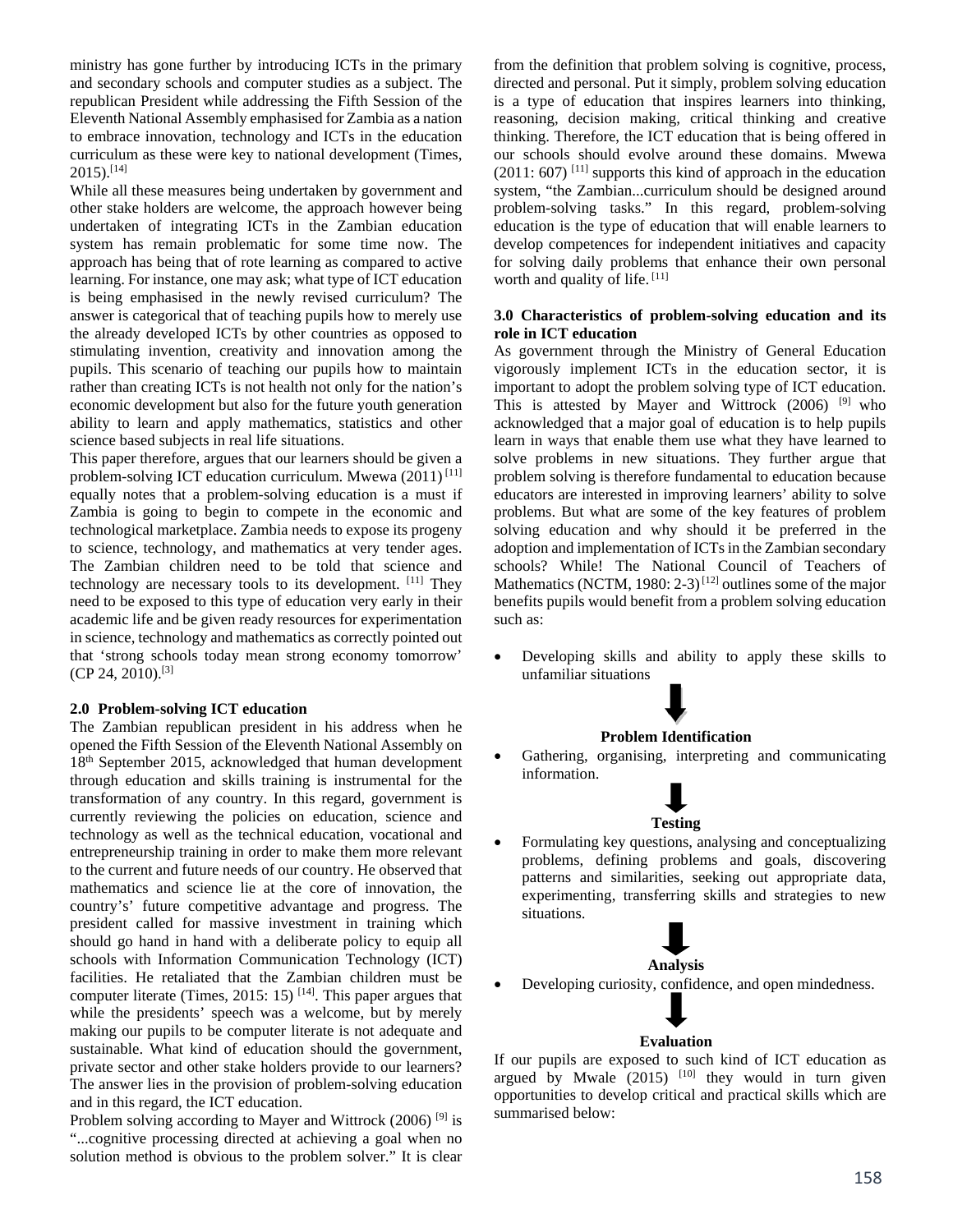ministry has gone further by introducing ICTs in the primary and secondary schools and computer studies as a subject. The republican President while addressing the Fifth Session of the Eleventh National Assembly emphasised for Zambia as a nation to embrace innovation, technology and ICTs in the education curriculum as these were key to national development (Times, 2015).[14]

While all these measures being undertaken by government and other stake holders are welcome, the approach however being undertaken of integrating ICTs in the Zambian education system has remain problematic for some time now. The approach has being that of rote learning as compared to active learning. For instance, one may ask; what type of ICT education is being emphasised in the newly revised curriculum? The answer is categorical that of teaching pupils how to merely use the already developed ICTs by other countries as opposed to stimulating invention, creativity and innovation among the pupils. This scenario of teaching our pupils how to maintain rather than creating ICTs is not health not only for the nation's economic development but also for the future youth generation ability to learn and apply mathematics, statistics and other science based subjects in real life situations.

This paper therefore, argues that our learners should be given a problem-solving ICT education curriculum. Mwewa (2011) [11] equally notes that a problem-solving education is a must if Zambia is going to begin to compete in the economic and technological marketplace. Zambia needs to expose its progeny to science, technology, and mathematics at very tender ages. The Zambian children need to be told that science and technology are necessary tools to its development. [11] They need to be exposed to this type of education very early in their academic life and be given ready resources for experimentation in science, technology and mathematics as correctly pointed out that 'strong schools today mean strong economy tomorrow' (CP 24, 2010).[3]

## 2.0 Problem-solving ICT education

The Zambian republican president in his address when he opened the Fifth Session of the Eleventh National Assembly on 18th September 2015, acknowledged that human development through education and skills training is instrumental for the transformation of any country. In this regard, government is currently reviewing the policies on education, science and technology as well as the technical education, vocational and entrepreneurship training in order to make them more relevant to the current and future needs of our country. He observed that mathematics and science lie at the core of innovation, the country's' future competitive advantage and progress. The president called for massive investment in training which should go hand in hand with a deliberate policy to equip all schools with Information Communication Technology (ICT) facilities. He retaliated that the Zambian children must be computer literate (Times, 2015: 15) [14]. This paper argues that while the presidents' speech was a welcome, but by merely making our pupils to be computer literate is not adequate and sustainable. What kind of education should the government, private sector and other stake holders provide to our learners? The answer lies in the provision of problem-solving education and in this regard, the ICT education.

Problem solving according to Mayer and Wittrock (2006) [9] is "...cognitive processing directed at achieving a goal when no solution method is obvious to the problem solver." It is clear from the definition that problem solving is cognitive, process, directed and personal. Put it simply, problem solving education is a type of education that inspires learners into thinking, reasoning, decision making, critical thinking and creative thinking. Therefore, the ICT education that is being offered in our schools should evolve around these domains. Mwewa (2011: 607) [11] supports this kind of approach in the education system, "the Zambian...curriculum should be designed around problem-solving tasks." In this regard, problem-solving education is the type of education that will enable learners to develop competences for independent initiatives and capacity for solving daily problems that enhance their own personal worth and quality of life. [11]

## 3.0 Characteristics of problem-solving education and its role in ICT education

As government through the Ministry of General Education vigorously implement ICTs in the education sector, it is important to adopt the problem solving type of ICT education. This is attested by Mayer and Wittrock (2006) [9] who acknowledged that a major goal of education is to help pupils learn in ways that enable them use what they have learned to solve problems in new situations. They further argue that problem solving is therefore fundamental to education because educators are interested in improving learners' ability to solve problems. But what are some of the key features of problem solving education and why should it be preferred in the adoption and implementation of ICTs in the Zambian secondary schools? While! The National Council of Teachers of Mathematics (NCTM, 1980: 2-3) [12] outlines some of the major benefits pupils would benefit from a problem solving education such as:

- Developing skills and ability to apply these skills to unfamiliar situations

↓

**Problem Identification**

- Gathering, organising, interpreting and communicating information.

↓

**Testing**

- Formulating key questions, analysing and conceptualizing problems, defining problems and goals, discovering patterns and similarities, seeking out appropriate data, experimenting, transferring skills and strategies to new situations.

↓

**Analysis**

- Developing curiosity, confidence, and open mindedness.

↓

**Evaluation**

If our pupils are exposed to such kind of ICT education as argued by Mwale (2015) [10] they would in turn given opportunities to develop critical and practical skills which are summarised below: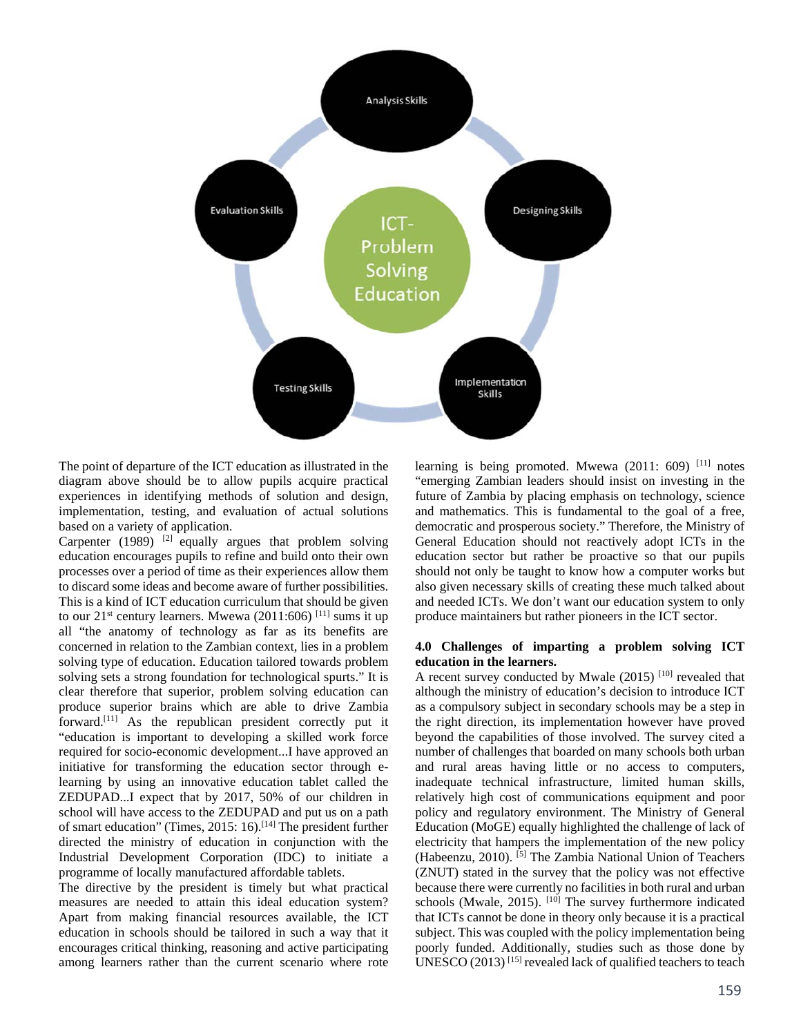The point of departure of the ICT education as illustrated in the diagram above should be to allow pupils acquire practical experiences in identifying methods of solution and design, implementation, testing, and evaluation of actual solutions based on a variety of application.

Carpenter (1989) [2] equally argues that problem solving education encourages pupils to refine and build onto their own processes over a period of time as their experiences allow them to discard some ideas and become aware of further possibilities. This is a kind of ICT education curriculum that should be given to our 21st century learners. Mwewa (2011:606) [11] sums it up all "the anatomy of technology as far as its benefits are concerned in relation to the Zambian context, lies in a problem solving type of education. Education tailored towards problem solving sets a strong foundation for technological spurts." It is clear therefore that superior, problem solving education can produce superior brains which are able to drive Zambia forward.[11] As the republican president correctly put it "education is important to developing a skilled work force required for socio-economic development...I have approved an initiative for transforming the education sector through e-learning by using an innovative education tablet called the ZEDUPAD...I expect that by 2017, 50% of our children in school will have access to the ZEDUPAD and put us on a path of smart education" (Times, 2015: 16).[14] The president further directed the ministry of education in conjunction with the Industrial Development Corporation (IDC) to initiate a programme of locally manufactured affordable tablets.

The directive by the president is timely but what practical measures are needed to attain this ideal education system? Apart from making financial resources available, the ICT education in schools should be tailored in such a way that it encourages critical thinking, reasoning and active participating among learners rather than the current scenario where rote learning is being promoted. Mwewa (2011: 609) [11] notes "emerging Zambian leaders should insist on investing in the future of Zambia by placing emphasis on technology, science and mathematics. This is fundamental to the goal of a free, democratic and prosperous society." Therefore, the Ministry of General Education should not reactively adopt ICTs in the education sector but rather be proactive so that our pupils should not only be taught to know how a computer works but also given necessary skills of creating these much talked about and needed ICTs. We don't want our education system to only produce maintainers but rather pioneers in the ICT sector.

### 4.0 Challenges of imparting a problem solving ICT education in the learners.

A recent survey conducted by Mwale (2015) [10] revealed that although the ministry of education's decision to introduce ICT as a compulsory subject in secondary schools may be a step in the right direction, its implementation however have proved beyond the capabilities of those involved. The survey cited a number of challenges that boarded on many schools both urban and rural areas having little or no access to computers, inadequate technical infrastructure, limited human skills, relatively high cost of communications equipment and poor policy and regulatory environment. The Ministry of General Education (MoGE) equally highlighted the challenge of lack of electricity that hampers the implementation of the new policy (Habeenzu, 2010). [5] The Zambia National Union of Teachers (ZNUT) stated in the survey that the policy was not effective because there were currently no facilities in both rural and urban schools (Mwale, 2015). [10] The survey furthermore indicated that ICTs cannot be done in theory only because it is a practical subject. This was coupled with the policy implementation being poorly funded. Additionally, studies such as those done by UNESCO (2013) [15] revealed lack of qualified teachers to teach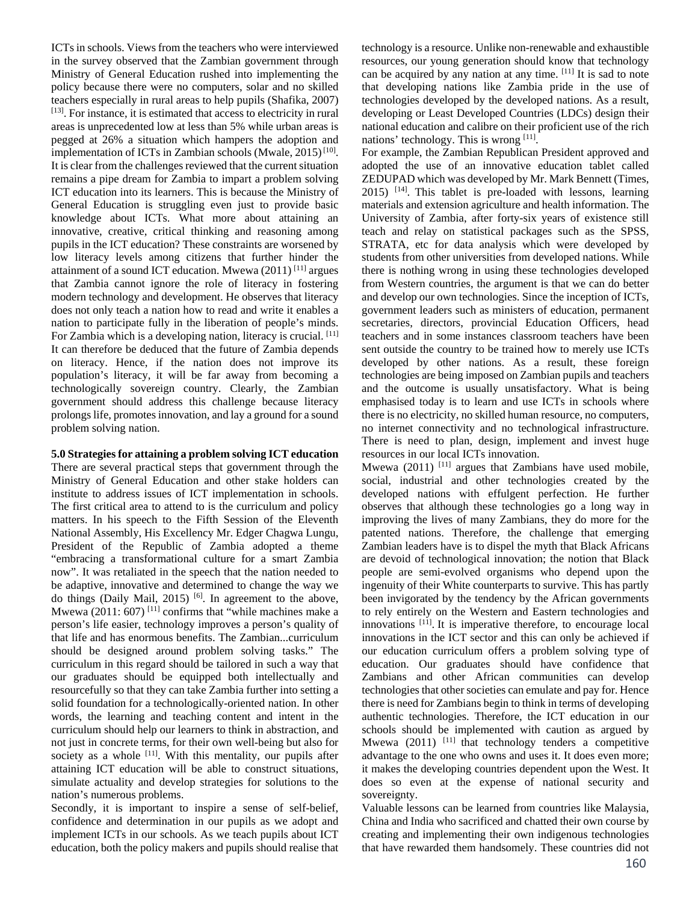ICTs in schools. Views from the teachers who were interviewed in the survey observed that the Zambian government through Ministry of General Education rushed into implementing the policy because there were no computers, solar and no skilled teachers especially in rural areas to help pupils (Shafika, 2007) [13]. For instance, it is estimated that access to electricity in rural areas is unprecedented low at less than 5% while urban areas is pegged at 26% a situation which hampers the adoption and implementation of ICTs in Zambian schools (Mwale, 2015) [10]. It is clear from the challenges reviewed that the current situation remains a pipe dream for Zambia to impart a problem solving ICT education into its learners. This is because the Ministry of General Education is struggling even just to provide basic knowledge about ICTs. What more about attaining an innovative, creative, critical thinking and reasoning among pupils in the ICT education? These constraints are worsened by low literacy levels among citizens that further hinder the attainment of a sound ICT education. Mwewa (2011) [11] argues that Zambia cannot ignore the role of literacy in fostering modern technology and development. He observes that literacy does not only teach a nation how to read and write it enables a nation to participate fully in the liberation of people's minds. For Zambia which is a developing nation, literacy is crucial. [11] It can therefore be deduced that the future of Zambia depends on literacy. Hence, if the nation does not improve its population's literacy, it will be far away from becoming a technologically sovereign country. Clearly, the Zambian government should address this challenge because literacy prolongs life, promotes innovation, and lay a ground for a sound problem solving nation.

## 5.0 Strategies for attaining a problem solving ICT education

There are several practical steps that government through the Ministry of General Education and other stake holders can institute to address issues of ICT implementation in schools. The first critical area to attend to is the curriculum and policy matters. In his speech to the Fifth Session of the Eleventh National Assembly, His Excellency Mr. Edger Chagwa Lungu, President of the Republic of Zambia adopted a theme "embracing a transformational culture for a smart Zambia now". It was retaliated in the speech that the nation needed to be adaptive, innovative and determined to change the way we do things (Daily Mail, 2015) [6]. In agreement to the above, Mwewa (2011: 607) [11] confirms that "while machines make a person's life easier, technology improves a person's quality of that life and has enormous benefits. The Zambian...curriculum should be designed around problem solving tasks." The curriculum in this regard should be tailored in such a way that our graduates should be equipped both intellectually and resourcefully so that they can take Zambia further into setting a solid foundation for a technologically-oriented nation. In other words, the learning and teaching content and intent in the curriculum should help our learners to think in abstraction, and not just in concrete terms, for their own well-being but also for society as a whole [11]. With this mentality, our pupils after attaining ICT education will be able to construct situations, simulate actuality and develop strategies for solutions to the nation's numerous problems.

Secondly, it is important to inspire a sense of self-belief, confidence and determination in our pupils as we adopt and implement ICTs in our schools. As we teach pupils about ICT education, both the policy makers and pupils should realise that technology is a resource. Unlike non-renewable and exhaustible resources, our young generation should know that technology can be acquired by any nation at any time. [11] It is sad to note that developing nations like Zambia pride in the use of technologies developed by the developed nations. As a result, developing or Least Developed Countries (LDCs) design their national education and calibre on their proficient use of the rich nations' technology. This is wrong [11].

For example, the Zambian Republican President approved and adopted the use of an innovative education tablet called ZEDUPAD which was developed by Mr. Mark Bennett (Times, 2015) [14]. This tablet is pre-loaded with lessons, learning materials and extension agriculture and health information. The University of Zambia, after forty-six years of existence still teach and relay on statistical packages such as the SPSS, STRATA, etc for data analysis which were developed by students from other universities from developed nations. While there is nothing wrong in using these technologies developed from Western countries, the argument is that we can do better and develop our own technologies. Since the inception of ICTs, government leaders such as ministers of education, permanent secretaries, directors, provincial Education Officers, head teachers and in some instances classroom teachers have been sent outside the country to be trained how to merely use ICTs developed by other nations. As a result, these foreign technologies are being imposed on Zambian pupils and teachers and the outcome is usually unsatisfactory. What is being emphasised today is to learn and use ICTs in schools where there is no electricity, no skilled human resource, no computers, no internet connectivity and no technological infrastructure. There is need to plan, design, implement and invest huge resources in our local ICTs innovation.

Mwewa (2011) [11] argues that Zambians have used mobile, social, industrial and other technologies created by the developed nations with effulgent perfection. He further observes that although these technologies go a long way in improving the lives of many Zambians, they do more for the patented nations. Therefore, the challenge that emerging Zambian leaders have is to dispel the myth that Black Africans are devoid of technological innovation; the notion that Black people are semi-evolved organisms who depend upon the ingenuity of their White counterparts to survive. This has partly been invigorated by the tendency by the African governments to rely entirely on the Western and Eastern technologies and innovations [11]. It is imperative therefore, to encourage local innovations in the ICT sector and this can only be achieved if our education curriculum offers a problem solving type of education. Our graduates should have confidence that Zambians and other African communities can develop technologies that other societies can emulate and pay for. Hence there is need for Zambians begin to think in terms of developing authentic technologies. Therefore, the ICT education in our schools should be implemented with caution as argued by Mwewa (2011) [11] that technology tenders a competitive advantage to the one who owns and uses it. It does even more; it makes the developing countries dependent upon the West. It does so even at the expense of national security and sovereignty.

Valuable lessons can be learned from countries like Malaysia, China and India who sacrificed and chatted their own course by creating and implementing their own indigenous technologies that have rewarded them handsomely. These countries did not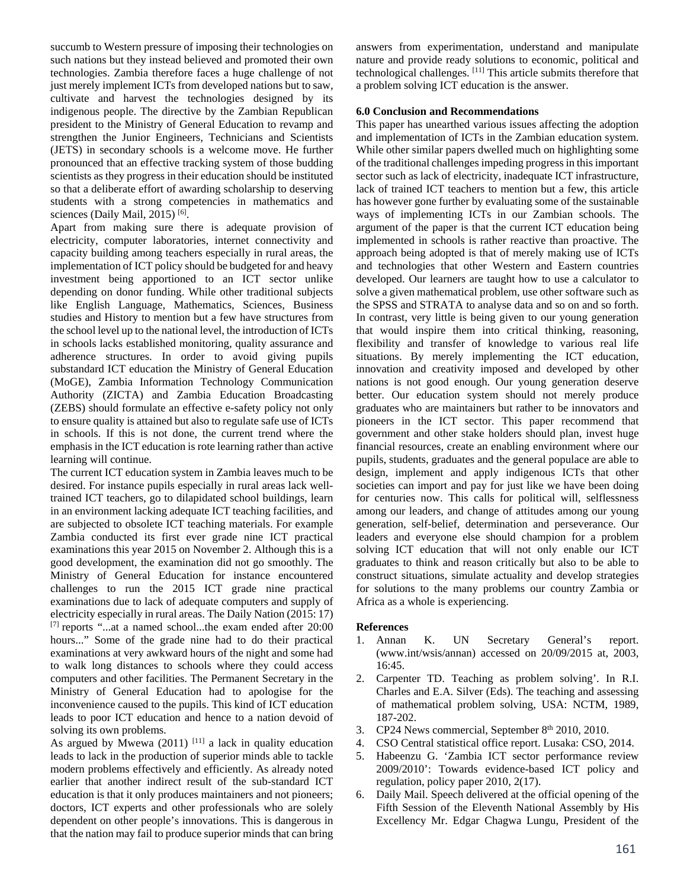succumb to Western pressure of imposing their technologies on such nations but they instead believed and promoted their own technologies. Zambia therefore faces a huge challenge of not just merely implement ICTs from developed nations but to saw, cultivate and harvest the technologies designed by its indigenous people. The directive by the Zambian Republican president to the Ministry of General Education to revamp and strengthen the Junior Engineers, Technicians and Scientists (JETS) in secondary schools is a welcome move. He further pronounced that an effective tracking system of those budding scientists as they progress in their education should be instituted so that a deliberate effort of awarding scholarship to deserving students with a strong competencies in mathematics and sciences (Daily Mail, 2015) [6].

Apart from making sure there is adequate provision of electricity, computer laboratories, internet connectivity and capacity building among teachers especially in rural areas, the implementation of ICT policy should be budgeted for and heavy investment being apportioned to an ICT sector unlike depending on donor funding. While other traditional subjects like English Language, Mathematics, Sciences, Business studies and History to mention but a few have structures from the school level up to the national level, the introduction of ICTs in schools lacks established monitoring, quality assurance and adherence structures. In order to avoid giving pupils substandard ICT education the Ministry of General Education (MoGE), Zambia Information Technology Communication Authority (ZICTA) and Zambia Education Broadcasting (ZEBS) should formulate an effective e-safety policy not only to ensure quality is attained but also to regulate safe use of ICTs in schools. If this is not done, the current trend where the emphasis in the ICT education is rote learning rather than active learning will continue.

The current ICT education system in Zambia leaves much to be desired. For instance pupils especially in rural areas lack well-trained ICT teachers, go to dilapidated school buildings, learn in an environment lacking adequate ICT teaching facilities, and are subjected to obsolete ICT teaching materials. For example Zambia conducted its first ever grade nine ICT practical examinations this year 2015 on November 2. Although this is a good development, the examination did not go smoothly. The Ministry of General Education for instance encountered challenges to run the 2015 ICT grade nine practical examinations due to lack of adequate computers and supply of electricity especially in rural areas. The Daily Nation (2015: 17) [7] reports "...at a named school...the exam ended after 20:00 hours..." Some of the grade nine had to do their practical examinations at very awkward hours of the night and some had to walk long distances to schools where they could access computers and other facilities. The Permanent Secretary in the Ministry of General Education had to apologise for the inconvenience caused to the pupils. This kind of ICT education leads to poor ICT education and hence to a nation devoid of solving its own problems.

As argued by Mwewa (2011) [11] a lack in quality education leads to lack in the production of superior minds able to tackle modern problems effectively and efficiently. As already noted earlier that another indirect result of the sub-standard ICT education is that it only produces maintainers and not pioneers; doctors, ICT experts and other professionals who are solely dependent on other people's innovations. This is dangerous in that the nation may fail to produce superior minds that can bring answers from experimentation, understand and manipulate nature and provide ready solutions to economic, political and technological challenges. [11] This article submits therefore that a problem solving ICT education is the answer.

### 6.0 Conclusion and Recommendations

This paper has unearthed various issues affecting the adoption and implementation of ICTs in the Zambian education system. While other similar papers dwelled much on highlighting some of the traditional challenges impeding progress in this important sector such as lack of electricity, inadequate ICT infrastructure, lack of trained ICT teachers to mention but a few, this article has however gone further by evaluating some of the sustainable ways of implementing ICTs in our Zambian schools. The argument of the paper is that the current ICT education being implemented in schools is rather reactive than proactive. The approach being adopted is that of merely making use of ICTs and technologies that other Western and Eastern countries developed. Our learners are taught how to use a calculator to solve a given mathematical problem, use other software such as the SPSS and STRATA to analyse data and so on and so forth. In contrast, very little is being given to our young generation that would inspire them into critical thinking, reasoning, flexibility and transfer of knowledge to various real life situations. By merely implementing the ICT education, innovation and creativity imposed and developed by other nations is not good enough. Our young generation deserve better. Our education system should not merely produce graduates who are maintainers but rather to be innovators and pioneers in the ICT sector. This paper recommend that government and other stake holders should plan, invest huge financial resources, create an enabling environment where our pupils, students, graduates and the general populace are able to design, implement and apply indigenous ICTs that other societies can import and pay for just like we have been doing for centuries now. This calls for political will, selflessness among our leaders, and change of attitudes among our young generation, self-belief, determination and perseverance. Our leaders and everyone else should champion for a problem solving ICT education that will not only enable our ICT graduates to think and reason critically but also to be able to construct situations, simulate actuality and develop strategies for solutions to the many problems our country Zambia or Africa as a whole is experiencing.

### References

1. Annan K. UN Secretary General's report. (www.int/wsis/annan) accessed on 20/09/2015 at, 2003, 16:45.
2. Carpenter TD. Teaching as problem solving'. In R.I. Charles and E.A. Silver (Eds). The teaching and assessing of mathematical problem solving, USA: NCTM, 1989, 187-202.
3. CP24 News commercial, September 8th 2010, 2010.
4. CSO Central statistical office report. Lusaka: CSO, 2014.
5. Habeenzu G. 'Zambia ICT sector performance review 2009/2010': Towards evidence-based ICT policy and regulation, policy paper 2010, 2(17).
6. Daily Mail. Speech delivered at the official opening of the Fifth Session of the Eleventh National Assembly by His Excellency Mr. Edgar Chagwa Lungu, President of the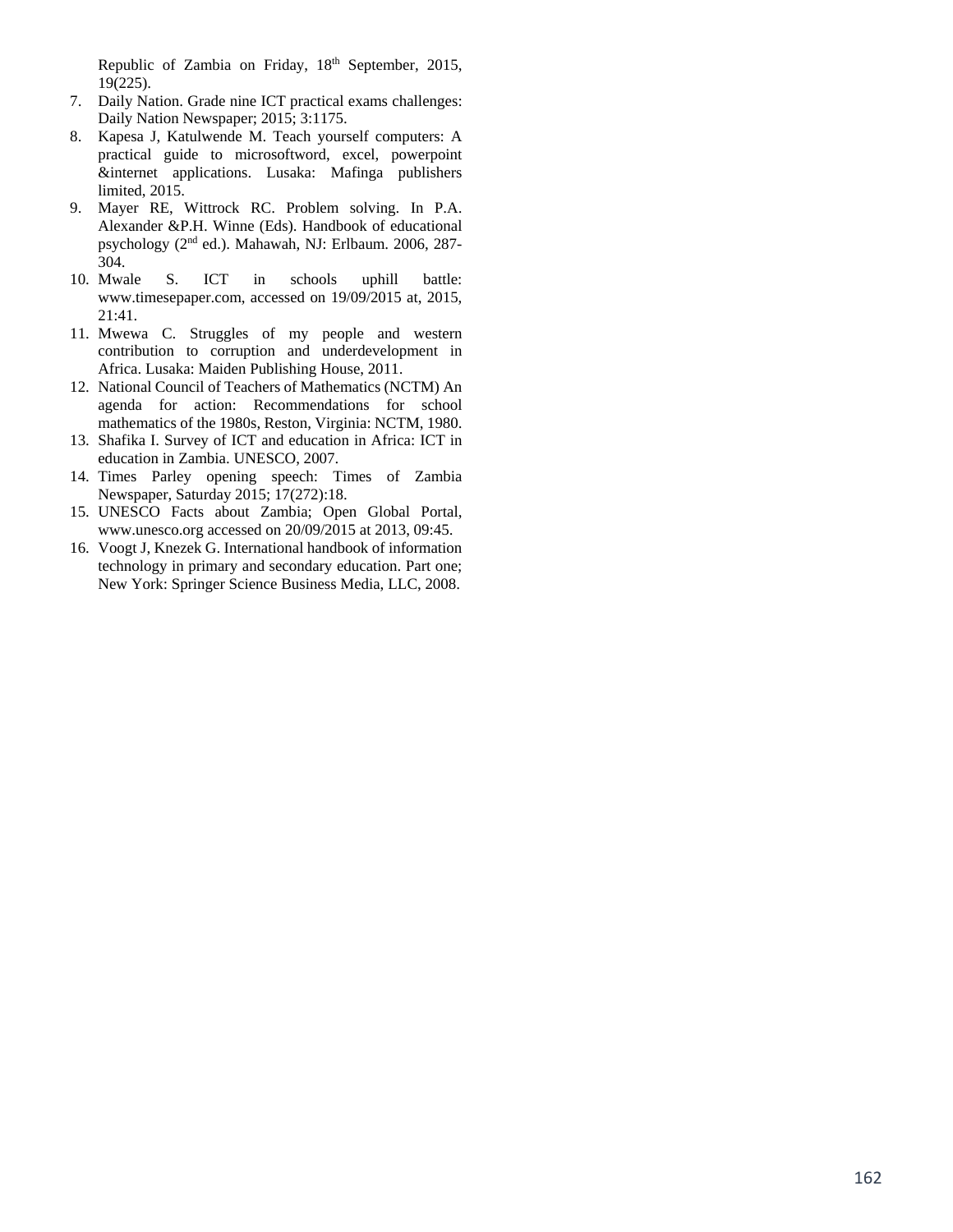Republic of Zambia on Friday, 18th September, 2015, 19(225).

7. Daily Nation. Grade nine ICT practical exams challenges: Daily Nation Newspaper; 2015; 3:1175.
8. Kapesa J, Katulwende M. Teach yourself computers: A practical guide to microsoftword, excel, powerpoint &internet applications. Lusaka: Mafinga publishers limited, 2015.
9. Mayer RE, Wittrock RC. Problem solving. In P.A. Alexander &P.H. Winne (Eds). Handbook of educational psychology (2nd ed.). Mahawah, NJ: Erlbaum. 2006, 287-304.
10. Mwale S. ICT in schools uphill battle: www.timesepaper.com, accessed on 19/09/2015 at, 2015, 21:41.
11. Mwewa C. Struggles of my people and western contribution to corruption and underdevelopment in Africa. Lusaka: Maiden Publishing House, 2011.
12. National Council of Teachers of Mathematics (NCTM) An agenda for action: Recommendations for school mathematics of the 1980s, Reston, Virginia: NCTM, 1980.
13. Shafika I. Survey of ICT and education in Africa: ICT in education in Zambia. UNESCO, 2007.
14. Times Parley opening speech: Times of Zambia Newspaper, Saturday 2015; 17(272):18.
15. UNESCO Facts about Zambia; Open Global Portal, www.unesco.org accessed on 20/09/2015 at 2013, 09:45.
16. Voogt J, Knezek G. International handbook of information technology in primary and secondary education. Part one; New York: Springer Science Business Media, LLC, 2008.